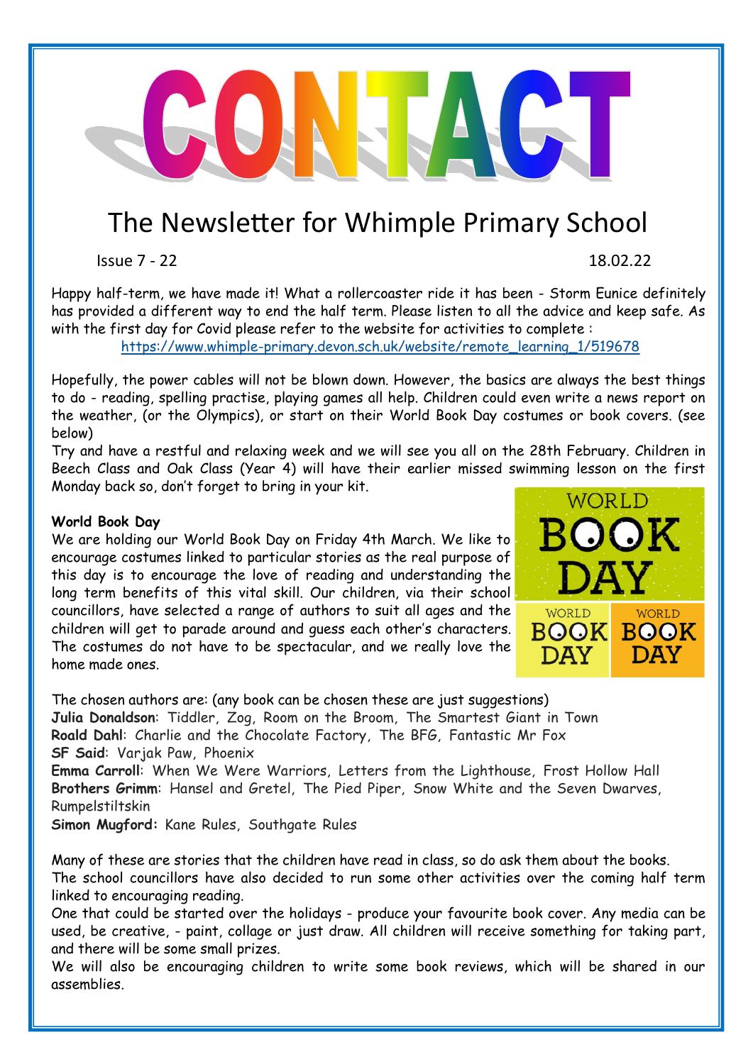# CONTACT

## The Newsletter for Whimple Primary School

Issue 7 - 22 18.02.22

Happy half-term, we have made it! What a rollercoaster ride it has been - Storm Eunice definitely has provided a different way to end the half term. Please listen to all the advice and keep safe. As with the first day for Covid please refer to the website for activities to complete :
https://www.whimple-primary.devon.sch.uk/website/remote_learning_1/519678

Hopefully, the power cables will not be blown down. However, the basics are always the best things to do - reading, spelling practise, playing games all help. Children could even write a news report on the weather, (or the Olympics), or start on their World Book Day costumes or book covers. (see below)

Try and have a restful and relaxing week and we will see you all on the 28th February. Children in Beech Class and Oak Class (Year 4) will have their earlier missed swimming lesson on the first Monday back so, don't forget to bring in your kit.

**World Book Day**

We are holding our World Book Day on Friday 4th March. We like to encourage costumes linked to particular stories as the real purpose of this day is to encourage the love of reading and understanding the long term benefits of this vital skill. Our children, via their school councillors, have selected a range of authors to suit all ages and the children will get to parade around and guess each other's characters. The costumes do not have to be spectacular, and we really love the home made ones.

The chosen authors are: (any book can be chosen these are just suggestions)

**Julia Donaldson**: Tiddler, Zog, Room on the Broom, The Smartest Giant in Town
**Roald Dahl**: Charlie and the Chocolate Factory, The BFG, Fantastic Mr Fox
**SF Said**: Varjak Paw, Phoenix
**Emma Carroll**: When We Were Warriors, Letters from the Lighthouse, Frost Hollow Hall
**Brothers Grimm**: Hansel and Gretel, The Pied Piper, Snow White and the Seven Dwarves, Rumpelstiltskin
**Simon Mugford:** Kane Rules, Southgate Rules

Many of these are stories that the children have read in class, so do ask them about the books.

The school councillors have also decided to run some other activities over the coming half term linked to encouraging reading.

One that could be started over the holidays - produce your favourite book cover. Any media can be used, be creative, - paint, collage or just draw. All children will receive something for taking part, and there will be some small prizes.

We will also be encouraging children to write some book reviews, which will be shared in our assemblies.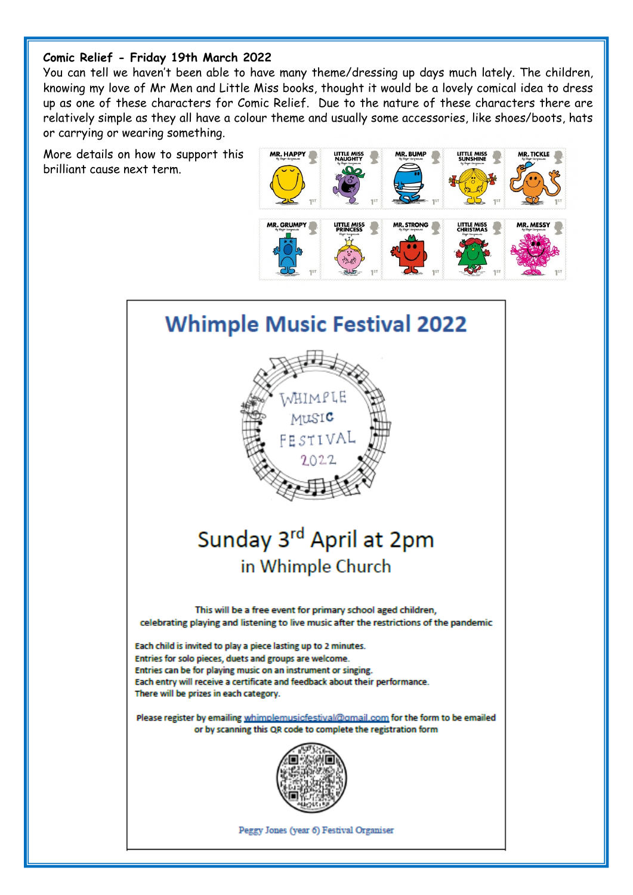**Comic Relief - Friday 19th March 2022**

You can tell we haven't been able to have many theme/dressing up days much lately. The children, knowing my love of Mr Men and Little Miss books, thought it would be a lovely comical idea to dress up as one of these characters for Comic Relief. Due to the nature of these characters there are relatively simple as they all have a colour theme and usually some accessories, like shoes/boots, hats or carrying or wearing something.

More details on how to support this brilliant cause next term.

# Whimple Music Festival 2022

WHIMPLE MUSIC FESTIVAL 2022

## Sunday 3rd April at 2pm

### in Whimple Church

This will be a free event for primary school aged children, celebrating playing and listening to live music after the restrictions of the pandemic

Each child is invited to play a piece lasting up to 2 minutes.
Entries for solo pieces, duets and groups are welcome.
Entries can be for playing music on an instrument or singing.
Each entry will receive a certificate and feedback about their performance.
There will be prizes in each category.

Please register by emailing whimplemusicfestival@gmail.com for the form to be emailed or by scanning this QR code to complete the registration form

Peggy Jones (year 6) Festival Organiser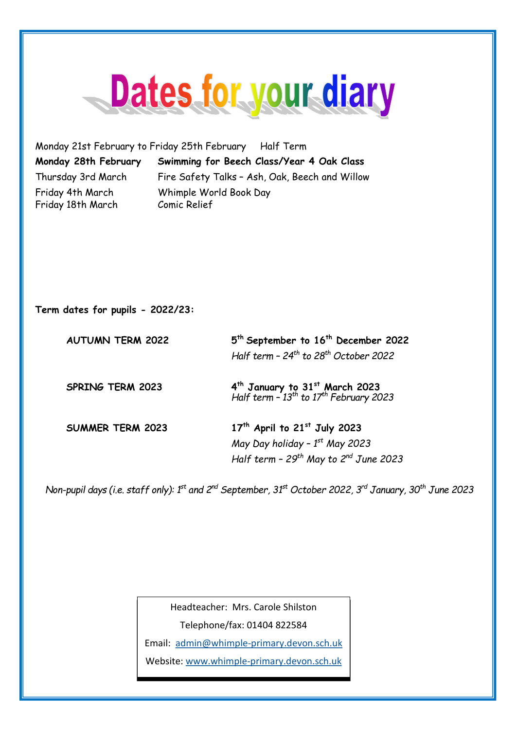# Dates for your diary

| | |
|---|---|
| Monday 21st February to Friday 25th February | Half Term |
| **Monday 28th February** | **Swimming for Beech Class/Year 4 Oak Class** |
| Thursday 3rd March | Fire Safety Talks – Ash, Oak, Beech and Willow |
| Friday 4th March | Whimple World Book Day |
| Friday 18th March | Comic Relief |

**Term dates for pupils - 2022/23:**

| | |
|---|---|
| **AUTUMN TERM 2022** | **5th September to 16th December 2022**<br>*Half term – 24th to 28th October 2022* |
| **SPRING TERM 2023** | **4th January to 31st March 2023**<br>*Half term – 13th to 17th February 2023* |
| **SUMMER TERM 2023** | **17th April to 21st July 2023**<br>*May Day holiday – 1st May 2023*<br>*Half term – 29th May to 2nd June 2023* |

*Non-pupil days (i.e. staff only): 1st and 2nd September, 31st October 2022, 3rd January, 30th June 2023*

Headteacher: Mrs. Carole Shilston

Telephone/fax: 01404 822584

Email: admin@whimple-primary.devon.sch.uk

Website: www.whimple-primary.devon.sch.uk